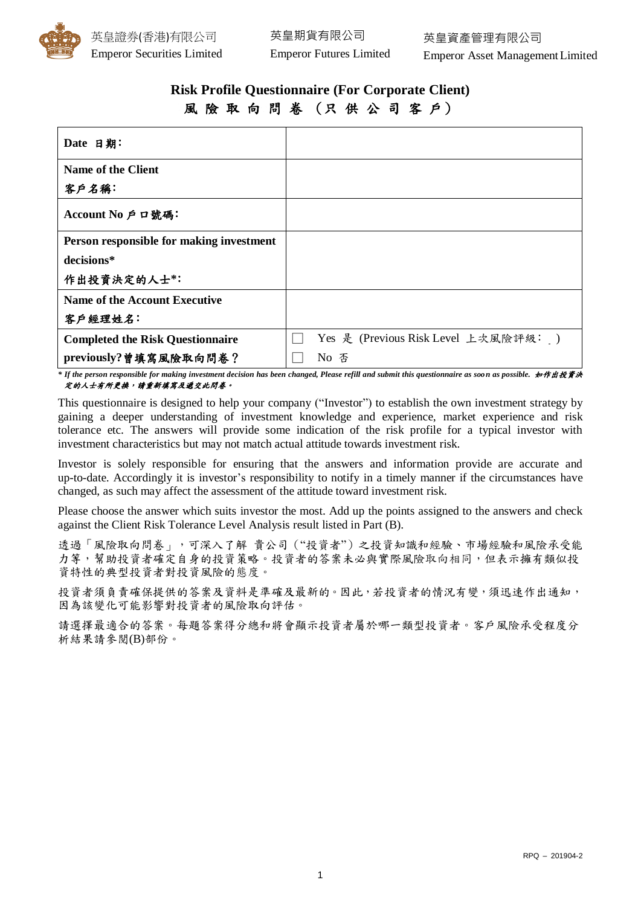英皇證券(香港)有限公司 Emperor Securities Limited　英皇期貨有限公司 Emperor Futures Limited　英皇資產管理有限公司 Emperor Asset Management Limited

# Risk Profile Questionnaire (For Corporate Client)
# 風險取向問卷（只供公司客戶）

| **Date 日期:** | |
|---|---|
| **Name of the Client 客戶名稱:** | |
| **Account No 戶口號碼:** | |
| **Person responsible for making investment decisions* 作出投資決定的人士*:** | |
| **Name of the Account Executive 客戶經理姓名:** | |
| **Completed the Risk Questionnaire previously? 曾填寫風險取向問卷？** | ☐ Yes 是 (Previous Risk Level 上次風險評級: ) ☐ No 否 |

*** If the person responsible for making investment decision has been changed, Please refill and submit this questionnaire as soon as possible. 如作出投資決定的人士有所更換，請重新填寫及遞交此問卷。***

This questionnaire is designed to help your company ("Investor") to establish the own investment strategy by gaining a deeper understanding of investment knowledge and experience, market experience and risk tolerance etc. The answers will provide some indication of the risk profile for a typical investor with investment characteristics but may not match actual attitude towards investment risk.

Investor is solely responsible for ensuring that the answers and information provide are accurate and up-to-date. Accordingly it is investor's responsibility to notify in a timely manner if the circumstances have changed, as such may affect the assessment of the attitude toward investment risk.

Please choose the answer which suits investor the most. Add up the points assigned to the answers and check against the Client Risk Tolerance Level Analysis result listed in Part (B).

透過「風險取向問卷」，可深入了解 貴公司（"投資者"）之投資知識和經驗、市場經驗和風險承受能力等，幫助投資者確定自身的投資策略。投資者的答案未必與實際風險取向相同，但表示擁有類似投資特性的典型投資者對投資風險的態度。

投資者須負責確保提供的答案及資料是準確及最新的。因此，若投資者的情況有變，須迅速作出通知，因為該變化可能影響對投資者的風險取向評估。

請選擇最適合的答案。每題答案得分總和將會顯示投資者屬於哪一類型投資者。客戶風險承受程度分析結果請參閱(B)部份。

RPQ – 201904-2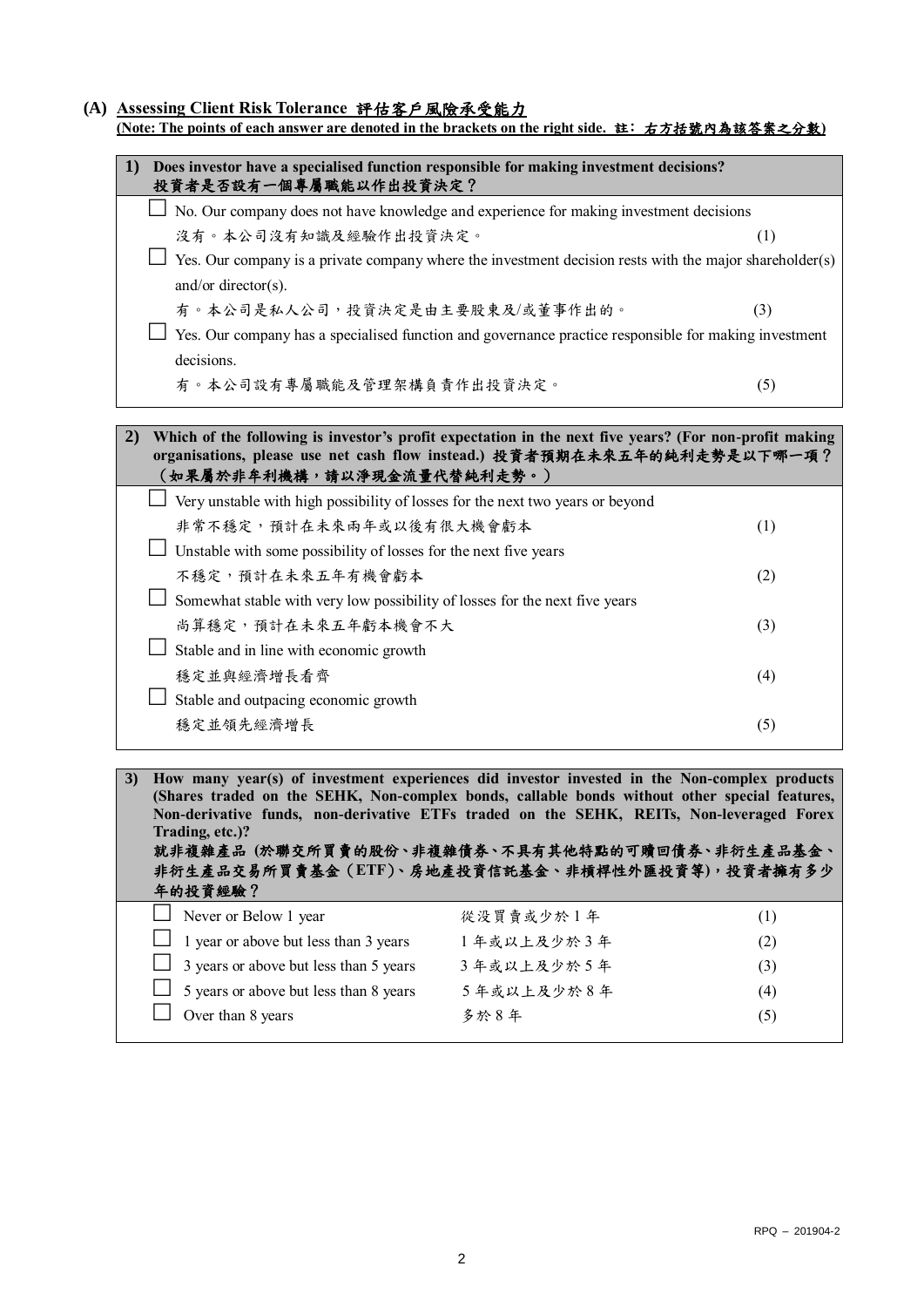## (A) Assessing Client Risk Tolerance 評估客戶風險承受能力

**(Note: The points of each answer are denoted in the brackets on the right side. 註：右方括號內為該答案之分數)**

**1) Does investor have a specialised function responsible for making investment decisions?**
**投資者是否設有一個專屬職能以作出投資決定？**

☐ No. Our company does not have knowledge and experience for making investment decisions
沒有。本公司沒有知識及經驗作出投資決定。 (1)

☐ Yes. Our company is a private company where the investment decision rests with the major shareholder(s) and/or director(s).
有。本公司是私人公司，投資決定是由主要股東及/或董事作出的。 (3)

☐ Yes. Our company has a specialised function and governance practice responsible for making investment decisions.
有。本公司設有專屬職能及管理架構負責作出投資決定。 (5)

**2) Which of the following is investor's profit expectation in the next five years? (For non-profit making organisations, please use net cash flow instead.) 投資者預期在未來五年的純利走勢是以下哪一項？（如果屬於非牟利機構，請以淨現金流量代替純利走勢。）**

☐ Very unstable with high possibility of losses for the next two years or beyond
非常不穩定，預計在未來兩年或以後有很大機會虧本 (1)

☐ Unstable with some possibility of losses for the next five years
不穩定，預計在未來五年有機會虧本 (2)

☐ Somewhat stable with very low possibility of losses for the next five years
尚算穩定，預計在未來五年虧本機會不大 (3)

☐ Stable and in line with economic growth
穩定並與經濟增長看齊 (4)

☐ Stable and outpacing economic growth
穩定並領先經濟增長 (5)

**3) How many year(s) of investment experiences did investor invested in the Non-complex products (Shares traded on the SEHK, Non-complex bonds, callable bonds without other special features, Non-derivative funds, non-derivative ETFs traded on the SEHK, REITs, Non-leveraged Forex Trading, etc.)?**
**就非複雜產品 (於聯交所買賣的股份、非複雜債券、不具有其他特點的可贖回債券、非衍生產品基金、非衍生產品交易所買賣基金（ETF）、房地產投資信託基金、非槓桿性外匯投資等)，投資者擁有多少年的投資經驗？**

| | | | |
|---|---|---|---|
| ☐ | Never or Below 1 year | 從沒買賣或少於 1 年 | (1) |
| ☐ | 1 year or above but less than 3 years | 1 年或以上及少於 3 年 | (2) |
| ☐ | 3 years or above but less than 5 years | 3 年或以上及少於 5 年 | (3) |
| ☐ | 5 years or above but less than 8 years | 5 年或以上及少於 8 年 | (4) |
| ☐ | Over than 8 years | 多於 8 年 | (5) |

RPQ – 201904-2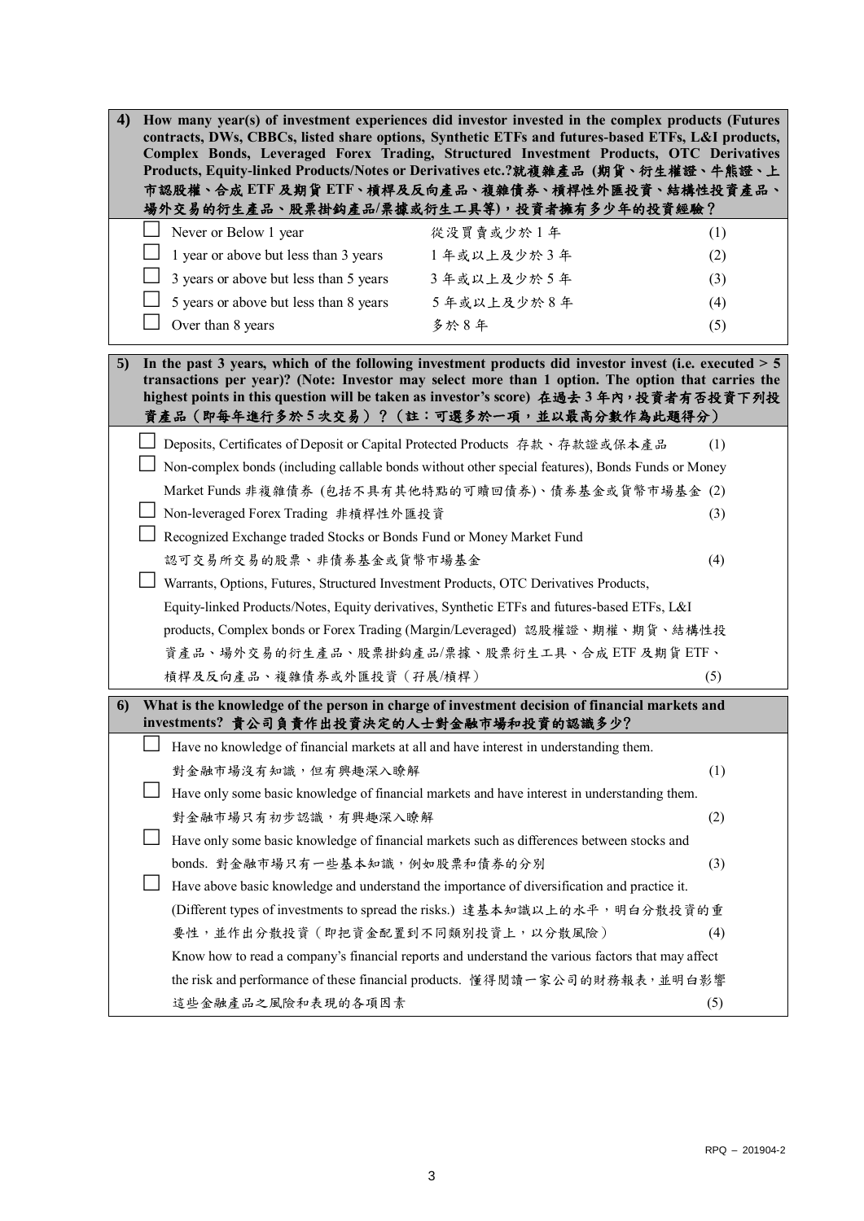**4) How many year(s) of investment experiences did investor invested in the complex products (Futures contracts, DWs, CBBCs, listed share options, Synthetic ETFs and futures-based ETFs, L&I products, Complex Bonds, Leveraged Forex Trading, Structured Investment Products, OTC Derivatives Products, Equity-linked Products/Notes or Derivatives etc.?就複雜產品 (期貨、衍生權證、牛熊證、上市認股權、合成 ETF 及期貨 ETF、槓桿及反向產品、複雜債券、槓桿性外匯投資、結構性投資產品、場外交易的衍生產品、股票掛鈎產品/票據或衍生工具等)，投資者擁有多少年的投資經驗？**

| | | | |
|---|---|---|---|
| ☐ | Never or Below 1 year | 從沒買賣或少於 1 年 | (1) |
| ☐ | 1 year or above but less than 3 years | 1 年或以上及少於 3 年 | (2) |
| ☐ | 3 years or above but less than 5 years | 3 年或以上及少於 5 年 | (3) |
| ☐ | 5 years or above but less than 8 years | 5 年或以上及少於 8 年 | (4) |
| ☐ | Over than 8 years | 多於 8 年 | (5) |

**5) In the past 3 years, which of the following investment products did investor invest (i.e. executed > 5 transactions per year)? (Note: Investor may select more than 1 option. The option that carries the highest points in this question will be taken as investor's score) 在過去 3 年內，投資者有否投資下列投資產品（即每年進行多於 5 次交易）？（註：可選多於一項，並以最高分數作為此題得分）**

☐ Deposits, Certificates of Deposit or Capital Protected Products 存款、存款證或保本產品 (1)

☐ Non-complex bonds (including callable bonds without other special features), Bonds Funds or Money Market Funds 非複雜債券 (包括不具有其他特點的可贖回債券)、債券基金或貨幣市場基金 (2)

☐ Non-leveraged Forex Trading 非槓桿性外匯投資 (3)

☐ Recognized Exchange traded Stocks or Bonds Fund or Money Market Fund 認可交易所交易的股票、非債券基金或貨幣市場基金 (4)

☐ Warrants, Options, Futures, Structured Investment Products, OTC Derivatives Products, Equity-linked Products/Notes, Equity derivatives, Synthetic ETFs and futures-based ETFs, L&I products, Complex bonds or Forex Trading (Margin/Leveraged) 認股權證、期權、期貨、結構性投資產品、場外交易的衍生產品、股票掛鈎產品/票據、股票衍生工具、合成 ETF 及期貨 ETF、槓桿及反向產品、複雜債券或外匯投資（孖展/槓桿） (5)

**6) What is the knowledge of the person in charge of investment decision of financial markets and investments? 貴公司負責作出投資決定的人士對金融市場和投資的認識多少?**

☐ Have no knowledge of financial markets at all and have interest in understanding them. 對金融市場沒有知識，但有興趣深入瞭解 (1)

☐ Have only some basic knowledge of financial markets and have interest in understanding them. 對金融市場只有初步認識，有興趣深入瞭解 (2)

☐ Have only some basic knowledge of financial markets such as differences between stocks and bonds. 對金融市場只有一些基本知識，例如股票和債券的分別 (3)

☐ Have above basic knowledge and understand the importance of diversification and practice it. (Different types of investments to spread the risks.) 達基本知識以上的水平，明白分散投資的重要性，並作出分散投資（即把資金配置到不同類別投資上，以分散風險） (4)

Know how to read a company's financial reports and understand the various factors that may affect the risk and performance of these financial products. 懂得閱讀一家公司的財務報表，並明白影響這些金融產品之風險和表現的各項因素 (5)

RPQ – 201904-2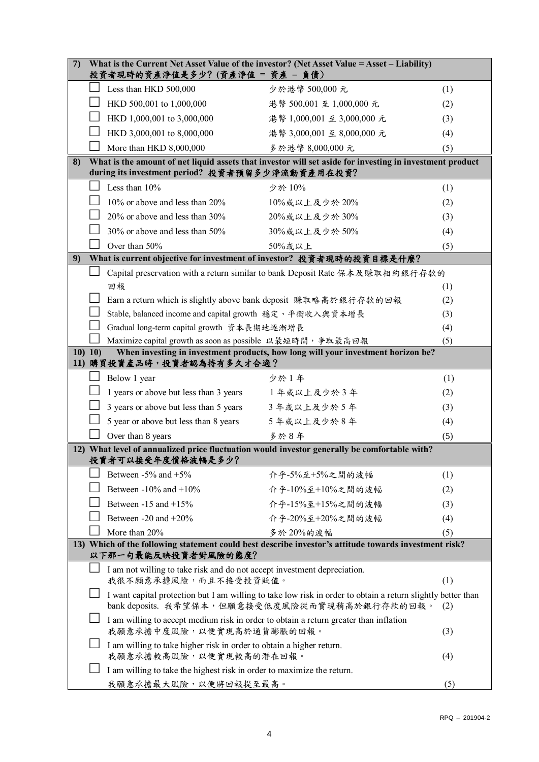| | | | |
|---|---|---|---|
| **7)** | **What is the Current Net Asset Value of the investor? (Net Asset Value = Asset – Liability)**<br>**投資者現時的資產淨值是多少?(資產淨值 = 資產 – 負債)** | | |
| ☐ | Less than HKD 500,000 | 少於港幣 500,000 元 | (1) |
| ☐ | HKD 500,001 to 1,000,000 | 港幣 500,001 至 1,000,000 元 | (2) |
| ☐ | HKD 1,000,001 to 3,000,000 | 港幣 1,000,001 至 3,000,000 元 | (3) |
| ☐ | HKD 3,000,001 to 8,000,000 | 港幣 3,000,001 至 8,000,000 元 | (4) |
| ☐ | More than HKD 8,000,000 | 多於港幣 8,000,000 元 | (5) |
| **8)** | **What is the amount of net liquid assets that investor will set aside for investing in investment product during its investment period? 投資者預留多少淨流動資產用在投資?** | | |
| ☐ | Less than 10% | 少於 10% | (1) |
| ☐ | 10% or above and less than 20% | 10%或以上及少於 20% | (2) |
| ☐ | 20% or above and less than 30% | 20%或以上及少於 30% | (3) |
| ☐ | 30% or above and less than 50% | 30%或以上及少於 50% | (4) |
| ☐ | Over than 50% | 50%或以上 | (5) |
| **9)** | **What is current objective for investment of investor? 投資者現時的投資目標是什麼?** | | |
| ☐ | Capital preservation with a return similar to bank Deposit Rate 保本及賺取相約銀行存款的回報 | | (1) |
| ☐ | Earn a return which is slightly above bank deposit 賺取略高於銀行存款的回報 | | (2) |
| ☐ | Stable, balanced income and capital growth 穩定、平衡收入與資本增長 | | (3) |
| ☐ | Gradual long-term capital growth 資本長期地逐漸增長 | | (4) |
| ☐ | Maximize capital growth as soon as possible 以最短時間,爭取最高回報 | | (5) |
| **10) 10)**<br>**11)** | **When investing in investment products, how long will your investment horizon be?**<br>**購買投資產品時,投資者認為持有多久才合適?** | | |
| ☐ | Below 1 year | 少於 1 年 | (1) |
| ☐ | 1 years or above but less than 3 years | 1 年或以上及少於 3 年 | (2) |
| ☐ | 3 years or above but less than 5 years | 3 年或以上及少於 5 年 | (3) |
| ☐ | 5 year or above but less than 8 years | 5 年或以上及少於 8 年 | (4) |
| ☐ | Over than 8 years | 多於 8 年 | (5) |
| **12)** | **What level of annualized price fluctuation would investor generally be comfortable with?**<br>**投資者可以接受年度價格波幅是多少?** | | |
| ☐ | Between -5% and +5% | 介乎-5%至+5%之間的波幅 | (1) |
| ☐ | Between -10% and +10% | 介乎-10%至+10%之間的波幅 | (2) |
| ☐ | Between -15 and +15% | 介乎-15%至+15%之間的波幅 | (3) |
| ☐ | Between -20 and +20% | 介乎-20%至+20%之間的波幅 | (4) |
| ☐ | More than 20% | 多於 20%的波幅 | (5) |
| **13)** | **Which of the following statement could best describe investor's attitude towards investment risk?**<br>**以下那一句最能反映投資者對風險的態度?** | | |
| ☐ | I am not willing to take risk and do not accept investment depreciation.<br>我很不願意承擔風險,而且不接受投資貶值。 | | (1) |
| ☐ | I want capital protection but I am willing to take low risk in order to obtain a return slightly better than bank deposits. 我希望保本,但願意接受低度風險從而實現稍高於銀行存款的回報。 | | (2) |
| ☐ | I am willing to accept medium risk in order to obtain a return greater than inflation<br>我願意承擔中度風險,以便實現高於通貨膨脹的回報。 | | (3) |
| ☐ | I am willing to take higher risk in order to obtain a higher return.<br>我願意承擔較高風險,以便實現較高的潛在回報。 | | (4) |
| ☐ | I am willing to take the highest risk in order to maximize the return.<br>我願意承擔最大風險,以便將回報提至最高。 | | (5) |

RPQ – 201904-2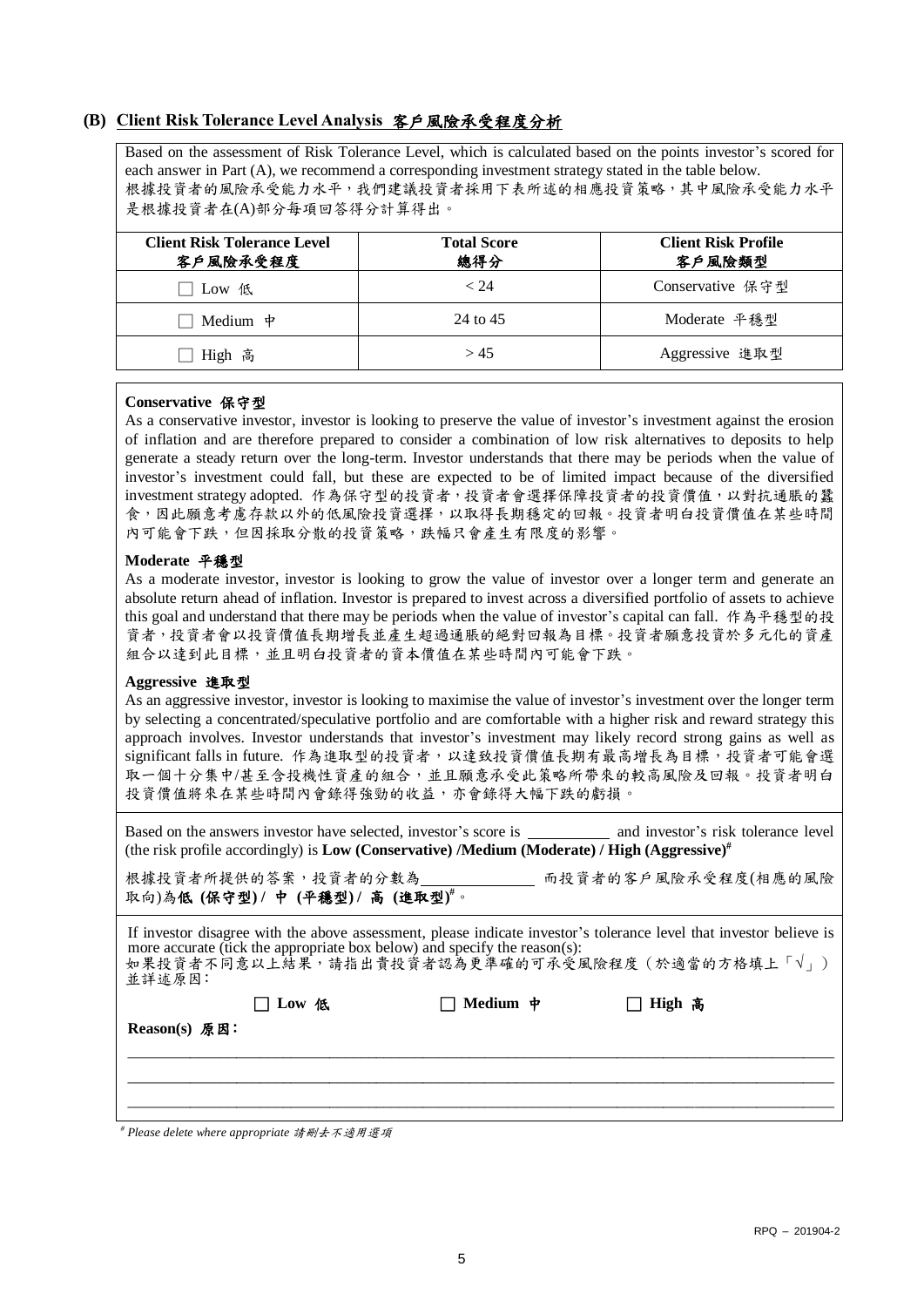## (B) Client Risk Tolerance Level Analysis 客戶風險承受程度分析

Based on the assessment of Risk Tolerance Level, which is calculated based on the points investor's scored for each answer in Part (A), we recommend a corresponding investment strategy stated in the table below.
根據投資者的風險承受能力水平，我們建議投資者採用下表所述的相應投資策略，其中風險承受能力水平是根據投資者在(A)部分每項回答得分計算得出。

| Client Risk Tolerance Level 客戶風險承受程度 | Total Score 總得分 | Client Risk Profile 客戶風險類型 |
|---|---|---|
| ☐ Low 低 | < 24 | Conservative 保守型 |
| ☐ Medium 中 | 24 to 45 | Moderate 平穩型 |
| ☐ High 高 | > 45 | Aggressive 進取型 |

**Conservative 保守型**

As a conservative investor, investor is looking to preserve the value of investor's investment against the erosion of inflation and are therefore prepared to consider a combination of low risk alternatives to deposits to help generate a steady return over the long-term. Investor understands that there may be periods when the value of investor's investment could fall, but these are expected to be of limited impact because of the diversified investment strategy adopted. 作為保守型的投資者，投資者會選擇保障投資者的投資價值，以對抗通脹的蠶食，因此願意考慮存款以外的低風險投資選擇，以取得長期穩定的回報。投資者明白投資價值在某些時間內可能會下跌，但因採取分散的投資策略，跌幅只會產生有限度的影響。

**Moderate 平穩型**

As a moderate investor, investor is looking to grow the value of investor over a longer term and generate an absolute return ahead of inflation. Investor is prepared to invest across a diversified portfolio of assets to achieve this goal and understand that there may be periods when the value of investor's capital can fall. 作為平穩型的投資者，投資者會以投資價值長期增長並產生超過通脹的絕對回報為目標。投資者願意投資於多元化的資產組合以達到此目標，並且明白投資者的資本價值在某些時間內可能會下跌。

**Aggressive 進取型**

As an aggressive investor, investor is looking to maximise the value of investor's investment over the longer term by selecting a concentrated/speculative portfolio and are comfortable with a higher risk and reward strategy this approach involves. Investor understands that investor's investment may likely record strong gains as well as significant falls in future. 作為進取型的投資者，以達致投資價值長期有最高增長為目標，投資者可能會選取一個十分集中/甚至含投機性資產的組合，並且願意承受此策略所帶來的較高風險及回報。投資者明白投資價值將來在某些時間內會錄得強勁的收益，亦會錄得大幅下跌的虧損。

Based on the answers investor have selected, investor's score is __________ and investor's risk tolerance level (the risk profile accordingly) is **Low (Conservative) /Medium (Moderate) / High (Aggressive)**#

根據投資者所提供的答案，投資者的分數為______________ 而投資者的客戶風險承受程度(相應的風險取向)為**低 (保守型) / 中 (平穩型) / 高 (進取型)**#。

If investor disagree with the above assessment, please indicate investor's tolerance level that investor believe is more accurate (tick the appropriate box below) and specify the reason(s):
如果投資者不同意以上結果，請指出貴投資者認為更準確的可承受風險程度（於適當的方格填上「√」）並詳述原因：

☐ **Low 低**　　☐ **Medium 中**　　☐ **High 高**

**Reason(s) 原因：**

______________________________________________________________________

______________________________________________________________________

______________________________________________________________________

# *Please delete where appropriate 請刪去不適用選項*

RPQ – 201904-2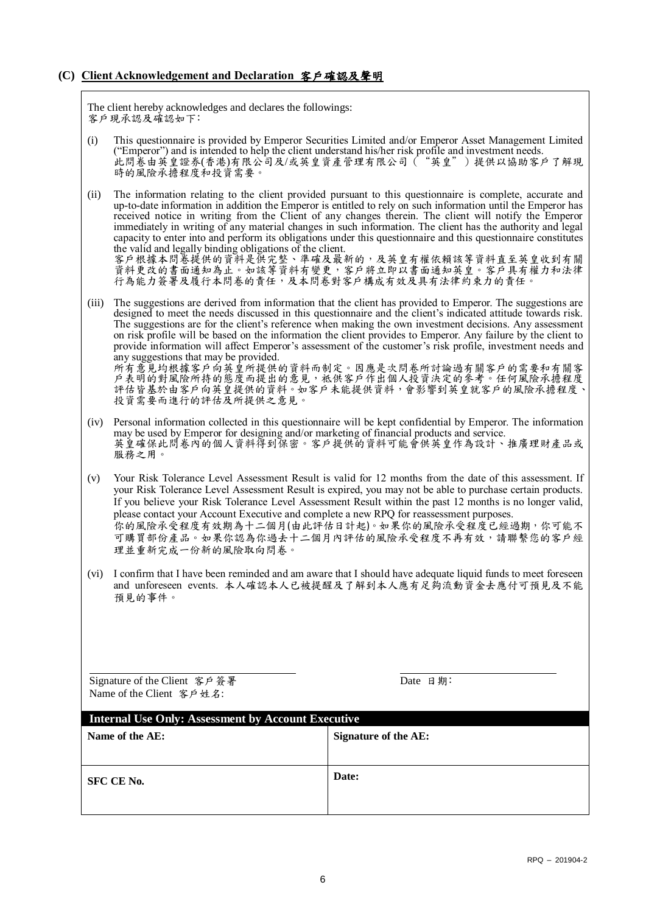## (C) Client Acknowledgement and Declaration 客戶確認及聲明

The client hereby acknowledges and declares the followings:
客戶現承認及確認如下：

(i) This questionnaire is provided by Emperor Securities Limited and/or Emperor Asset Management Limited ("Emperor") and is intended to help the client understand his/her risk profile and investment needs.
此問卷由英皇證券(香港)有限公司及/或英皇資產管理有限公司（"英皇"）提供以協助客戶了解現時的風險承擔程度和投資需要。

(ii) The information relating to the client provided pursuant to this questionnaire is complete, accurate and up-to-date information in addition the Emperor is entitled to rely on such information until the Emperor has received notice in writing from the Client of any changes therein. The client will notify the Emperor immediately in writing of any material changes in such information. The client has the authority and legal capacity to enter into and perform its obligations under this questionnaire and this questionnaire constitutes the valid and legally binding obligations of the client.
客戶根據本問卷提供的資料是供完整、準確及最新的，及英皇有權依賴該等資料直至英皇收到有關資料更改的書面通知為止。如該等資料有變更，客戶將立即以書面通知英皇。客戶具有權力和法律行為能力簽署及履行本問卷的責任，及本問卷對客戶構成有效及具有法律約束力的責任。

(iii) The suggestions are derived from information that the client has provided to Emperor. The suggestions are designed to meet the needs discussed in this questionnaire and the client's indicated attitude towards risk. The suggestions are for the client's reference when making the own investment decisions. Any assessment on risk profile will be based on the information the client provides to Emperor. Any failure by the client to provide information will affect Emperor's assessment of the customer's risk profile, investment needs and any suggestions that may be provided.
所有意見均根據客戶向英皇所提供的資料而制定。因應是次問卷所討論過有關客戶的需要和有關客戶表明的對風險所持的態度而提出的意見，祗供客戶作出個人投資決定的參考。任何風險承擔程度評估皆基於由客戶向英皇提供的資料。如客戶未能提供資料，會影響到英皇就客戶的風險承擔程度、投資需要而進行的評估及所提供之意見。

(iv) Personal information collected in this questionnaire will be kept confidential by Emperor. The information may be used by Emperor for designing and/or marketing of financial products and service.
英皇確保此問卷內的個人資料得到保密。客戶提供的資料可能會供英皇作為設計、推廣理財產品或服務之用。

(v) Your Risk Tolerance Level Assessment Result is valid for 12 months from the date of this assessment. If your Risk Tolerance Level Assessment Result is expired, you may not be able to purchase certain products. If you believe your Risk Tolerance Level Assessment Result within the past 12 months is no longer valid, please contact your Account Executive and complete a new RPQ for reassessment purposes.
你的風險承受程度有效期為十二個月(由此評估日計起)。如果你的風險承受程度已經過期，你可能不可購買部份產品。如果你認為你過去十二個月內評估的風險承受程度不再有效，請聯繫您的客戶經理並重新完成一份新的風險取向問卷。

(vi) I confirm that I have been reminded and am aware that I should have adequate liquid funds to meet foreseen and unforeseen events. 本人確認本人已被提醒及了解到本人應有足夠流動資金去應付可預見及不能預見的事件。

Signature of the Client 客戶簽署 ____________________ Date 日期: ____________________

Name of the Client 客戶姓名:

**Internal Use Only: Assessment by Account Executive**

| | |
|---|---|
| **Name of the AE:** | **Signature of the AE:** |
| **SFC CE No.** | **Date:** |

RPQ – 201904-2